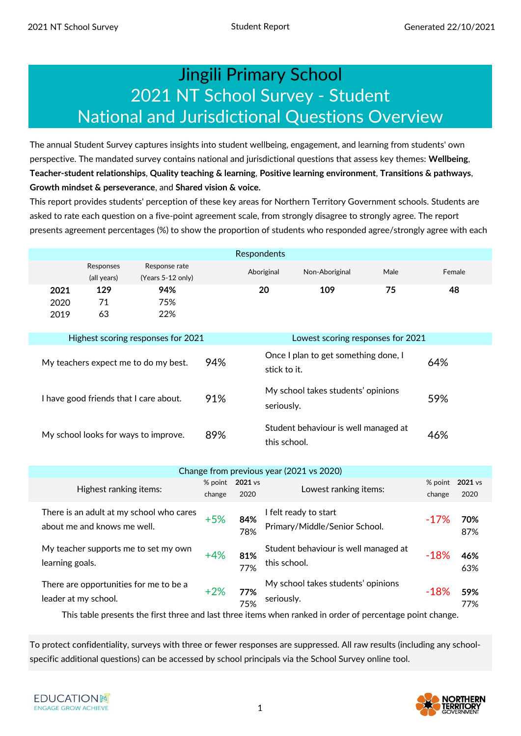# Jingili Primary School
## 2021 NT School Survey - Student
## National and Jurisdictional Questions Overview

The annual Student Survey captures insights into student wellbeing, engagement, and learning from students' own perspective. The mandated survey contains national and jurisdictional questions that assess key themes: **Wellbeing**, **Teacher-student relationships**, **Quality teaching & learning**, **Positive learning environment**, **Transitions & pathways**, **Growth mindset & perseverance**, and **Shared vision & voice.**

This report provides students' perception of these key areas for Northern Territory Government schools. Students are asked to rate each question on a five-point agreement scale, from strongly disagree to strongly agree. The report presents agreement percentages (%) to show the proportion of students who responded agree/strongly agree with each

### Respondents

| | Responses (all years) | Response rate (Years 5-12 only) | Aboriginal | Non-Aboriginal | Male | Female |
|---|---|---|---|---|---|---|
| **2021** | **129** | **94%** | **20** | **109** | **75** | **48** |
| 2020 | 71 | 75% | | | | |
| 2019 | 63 | 22% | | | | |

| Highest scoring responses for 2021 | | Lowest scoring responses for 2021 | |
|---|---|---|---|
| My teachers expect me to do my best. | 94% | Once I plan to get something done, I stick to it. | 64% |
| I have good friends that I care about. | 91% | My school takes students' opinions seriously. | 59% |
| My school looks for ways to improve. | 89% | Student behaviour is well managed at this school. | 46% |

### Change from previous year (2021 vs 2020)

| Highest ranking items: | % point change | **2021** vs 2020 | Lowest ranking items: | % point change | **2021** vs 2020 |
|---|---|---|---|---|---|
| There is an adult at my school who cares about me and knows me well. | +5% | **84%** 78% | I felt ready to start Primary/Middle/Senior School. | -17% | **70%** 87% |
| My teacher supports me to set my own learning goals. | +4% | **81%** 77% | Student behaviour is well managed at this school. | -18% | **46%** 63% |
| There are opportunities for me to be a leader at my school. | +2% | **77%** 75% | My school takes students' opinions seriously. | -18% | **59%** 77% |

This table presents the first three and last three items when ranked in order of percentage point change.

To protect confidentiality, surveys with three or fewer responses are suppressed. All raw results (including any school-specific additional questions) can be accessed by school principals via the School Survey online tool.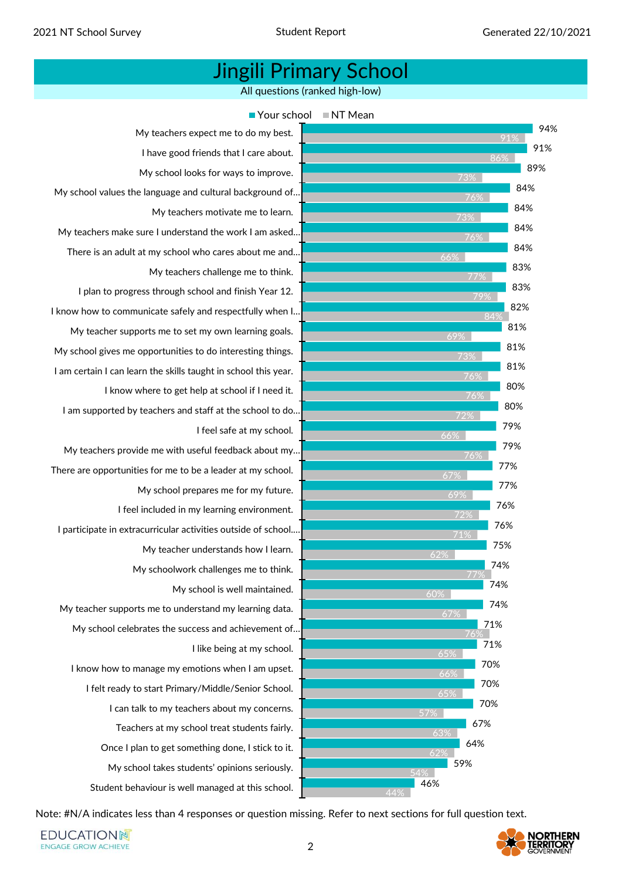# Jingili Primary School

All questions (ranked high-low)

| Question | Your school | NT Mean |
|---|---|---|
| My teachers expect me to do my best. | 94% | 91% |
| I have good friends that I care about. | 91% | 86% |
| My school looks for ways to improve. | 89% | 73% |
| My school values the language and cultural background of... | 84% | 76% |
| My teachers motivate me to learn. | 84% | 73% |
| My teachers make sure I understand the work I am asked... | 84% | 76% |
| There is an adult at my school who cares about me and... | 84% | 66% |
| My teachers challenge me to think. | 83% | 77% |
| I plan to progress through school and finish Year 12. | 83% | 79% |
| I know how to communicate safely and respectfully when I... | 82% | 84% |
| My teacher supports me to set my own learning goals. | 81% | 69% |
| My school gives me opportunities to do interesting things. | 81% | 73% |
| I am certain I can learn the skills taught in school this year. | 81% | 76% |
| I know where to get help at school if I need it. | 80% | 76% |
| I am supported by teachers and staff at the school to do... | 80% | 72% |
| I feel safe at my school. | 79% | 66% |
| My teachers provide me with useful feedback about my... | 79% | 76% |
| There are opportunities for me to be a leader at my school. | 77% | 67% |
| My school prepares me for my future. | 77% | 69% |
| I feel included in my learning environment. | 76% | 72% |
| I participate in extracurricular activities outside of school.... | 76% | 71% |
| My teacher understands how I learn. | 75% | 62% |
| My schoolwork challenges me to think. | 74% | 77% |
| My school is well maintained. | 74% | 60% |
| My teacher supports me to understand my learning data. | 74% | 67% |
| My school celebrates the success and achievement of... | 71% | 76% |
| I like being at my school. | 71% | 65% |
| I know how to manage my emotions when I am upset. | 70% | 66% |
| I felt ready to start Primary/Middle/Senior School. | 70% | 65% |
| I can talk to my teachers about my concerns. | 70% | 57% |
| Teachers at my school treat students fairly. | 67% | 63% |
| Once I plan to get something done, I stick to it. | 64% | 62% |
| My school takes students' opinions seriously. | 59% | 54% |
| Student behaviour is well managed at this school. | 46% | 44% |

Note: #N/A indicates less than 4 responses or question missing. Refer to next sections for full question text.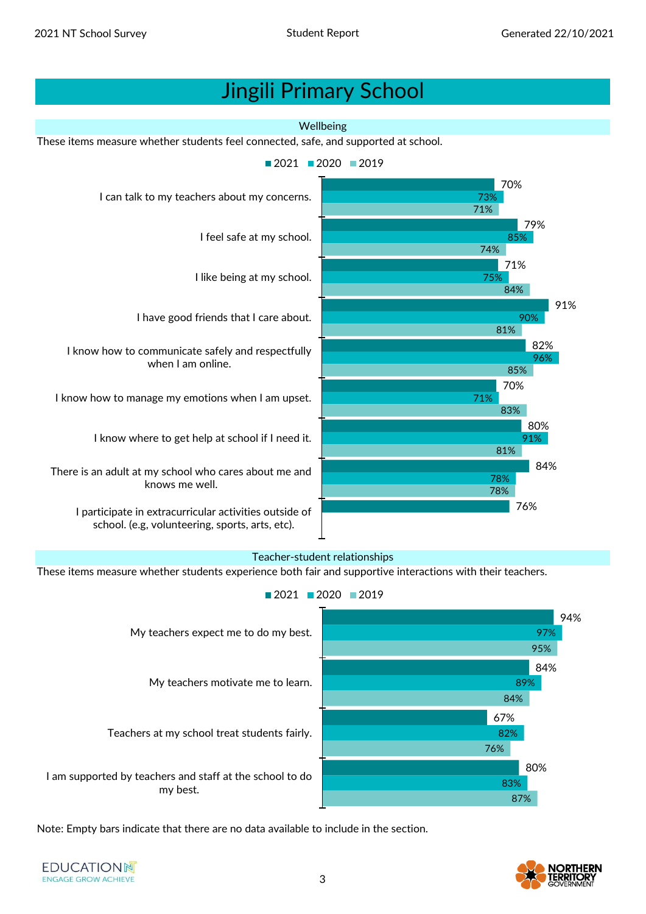# Jingili Primary School

## Wellbeing

These items measure whether students feel connected, safe, and supported at school.

| Item | 2021 | 2020 | 2019 |
|---|---|---|---|
| I can talk to my teachers about my concerns. | 70% | 73% | 71% |
| I feel safe at my school. | 79% | 85% | 74% |
| I like being at my school. | 71% | 75% | 84% |
| I have good friends that I care about. | 91% | 90% | 81% |
| I know how to communicate safely and respectfully when I am online. | 82% | 96% | 85% |
| I know how to manage my emotions when I am upset. | 70% | 71% | 83% |
| I know where to get help at school if I need it. | 80% | 91% | 81% |
| There is an adult at my school who cares about me and knows me well. | 84% | 78% | 78% |
| I participate in extracurricular activities outside of school. (e.g, volunteering, sports, arts, etc). | 76% | | |

## Teacher-student relationships

These items measure whether students experience both fair and supportive interactions with their teachers.

| Item | 2021 | 2020 | 2019 |
|---|---|---|---|
| My teachers expect me to do my best. | 94% | 97% | 95% |
| My teachers motivate me to learn. | 84% | 89% | 84% |
| Teachers at my school treat students fairly. | 67% | 82% | 76% |
| I am supported by teachers and staff at the school to do my best. | 80% | 83% | 87% |

Note: Empty bars indicate that there are no data available to include in the section.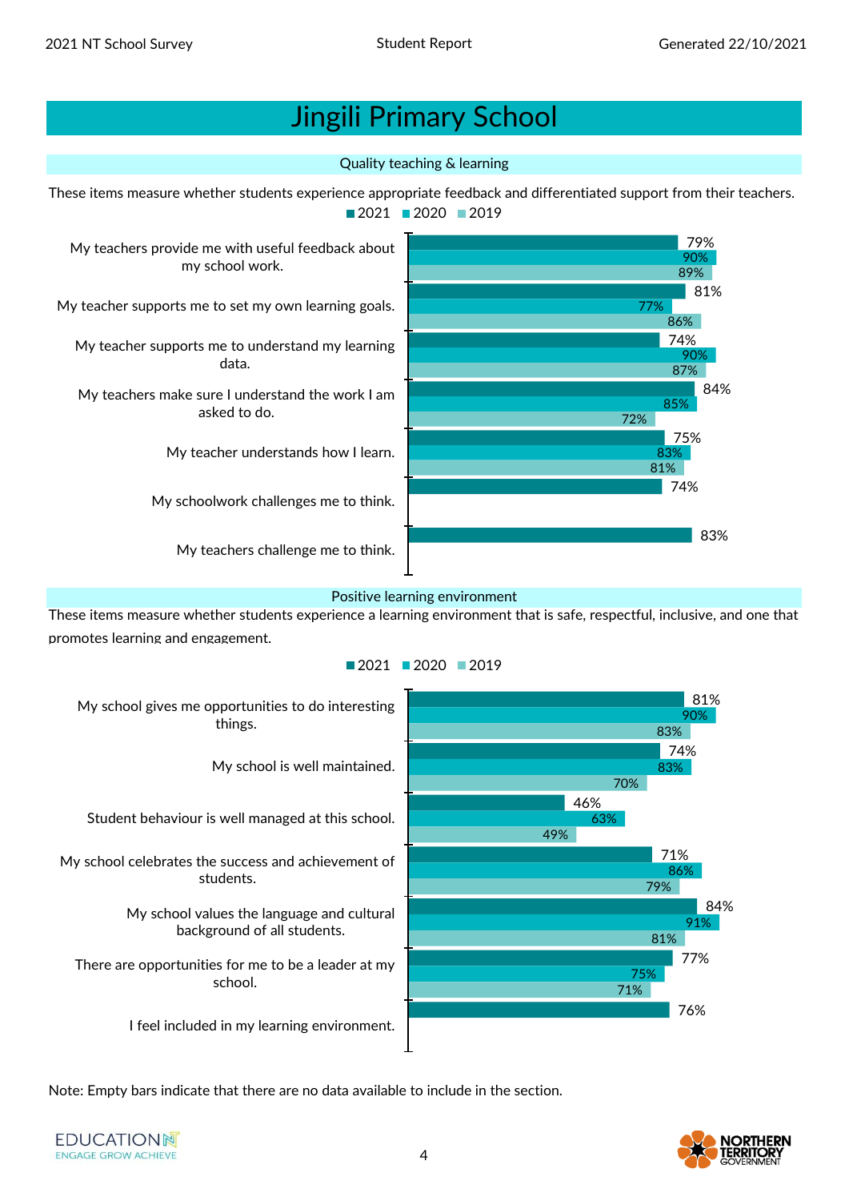# Jingili Primary School

## Quality teaching & learning

These items measure whether students experience appropriate feedback and differentiated support from their teachers.

| Item | 2021 | 2020 | 2019 |
|---|---|---|---|
| My teachers provide me with useful feedback about my school work. | 79% | 90% | 89% |
| My teacher supports me to set my own learning goals. | 81% | 77% | 86% |
| My teacher supports me to understand my learning data. | 74% | 90% | 87% |
| My teachers make sure I understand the work I am asked to do. | 84% | 85% | 72% |
| My teacher understands how I learn. | 75% | 83% | 81% |
| My schoolwork challenges me to think. | 74% | | |
| My teachers challenge me to think. | 83% | | |

## Positive learning environment

These items measure whether students experience a learning environment that is safe, respectful, inclusive, and one that promotes learning and engagement.

| Item | 2021 | 2020 | 2019 |
|---|---|---|---|
| My school gives me opportunities to do interesting things. | 81% | 90% | 83% |
| My school is well maintained. | 74% | 83% | 70% |
| Student behaviour is well managed at this school. | 46% | 63% | 49% |
| My school celebrates the success and achievement of students. | 71% | 86% | 79% |
| My school values the language and cultural background of all students. | 84% | 91% | 81% |
| There are opportunities for me to be a leader at my school. | 77% | 75% | 71% |
| I feel included in my learning environment. | 76% | | |

Note: Empty bars indicate that there are no data available to include in the section.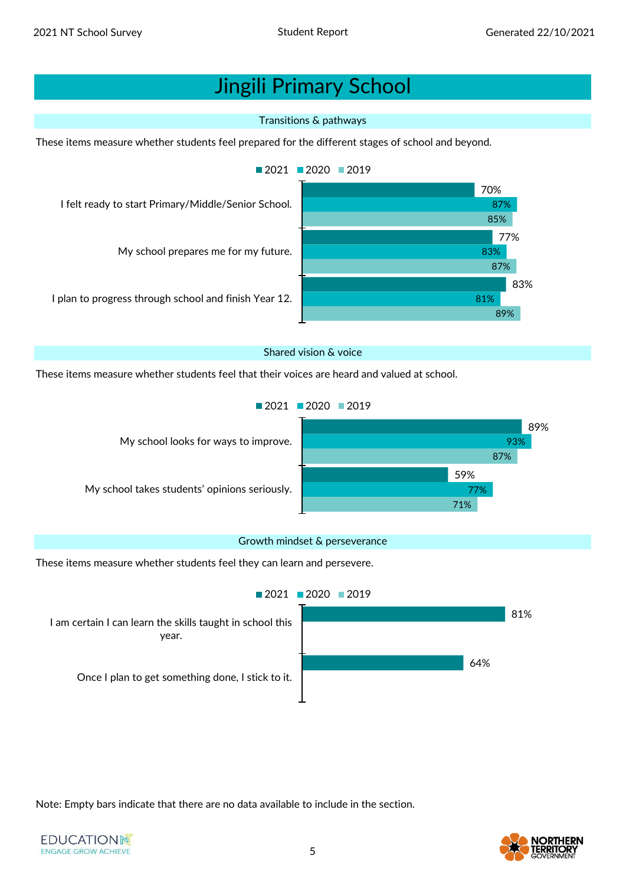# Jingili Primary School

## Transitions & pathways

These items measure whether students feel prepared for the different stages of school and beyond.

| | 2021 | 2020 | 2019 |
|---|---|---|---|
| I felt ready to start Primary/Middle/Senior School. | 70% | 87% | 85% |
| My school prepares me for my future. | 77% | 83% | 87% |
| I plan to progress through school and finish Year 12. | 83% | 81% | 89% |

## Shared vision & voice

These items measure whether students feel that their voices are heard and valued at school.

| | 2021 | 2020 | 2019 |
|---|---|---|---|
| My school looks for ways to improve. | 89% | 93% | 87% |
| My school takes students' opinions seriously. | 59% | 77% | 71% |

## Growth mindset & perseverance

These items measure whether students feel they can learn and persevere.

| | 2021 | 2020 | 2019 |
|---|---|---|---|
| I am certain I can learn the skills taught in school this year. | 81% | | |
| Once I plan to get something done, I stick to it. | 64% | | |

Note: Empty bars indicate that there are no data available to include in the section.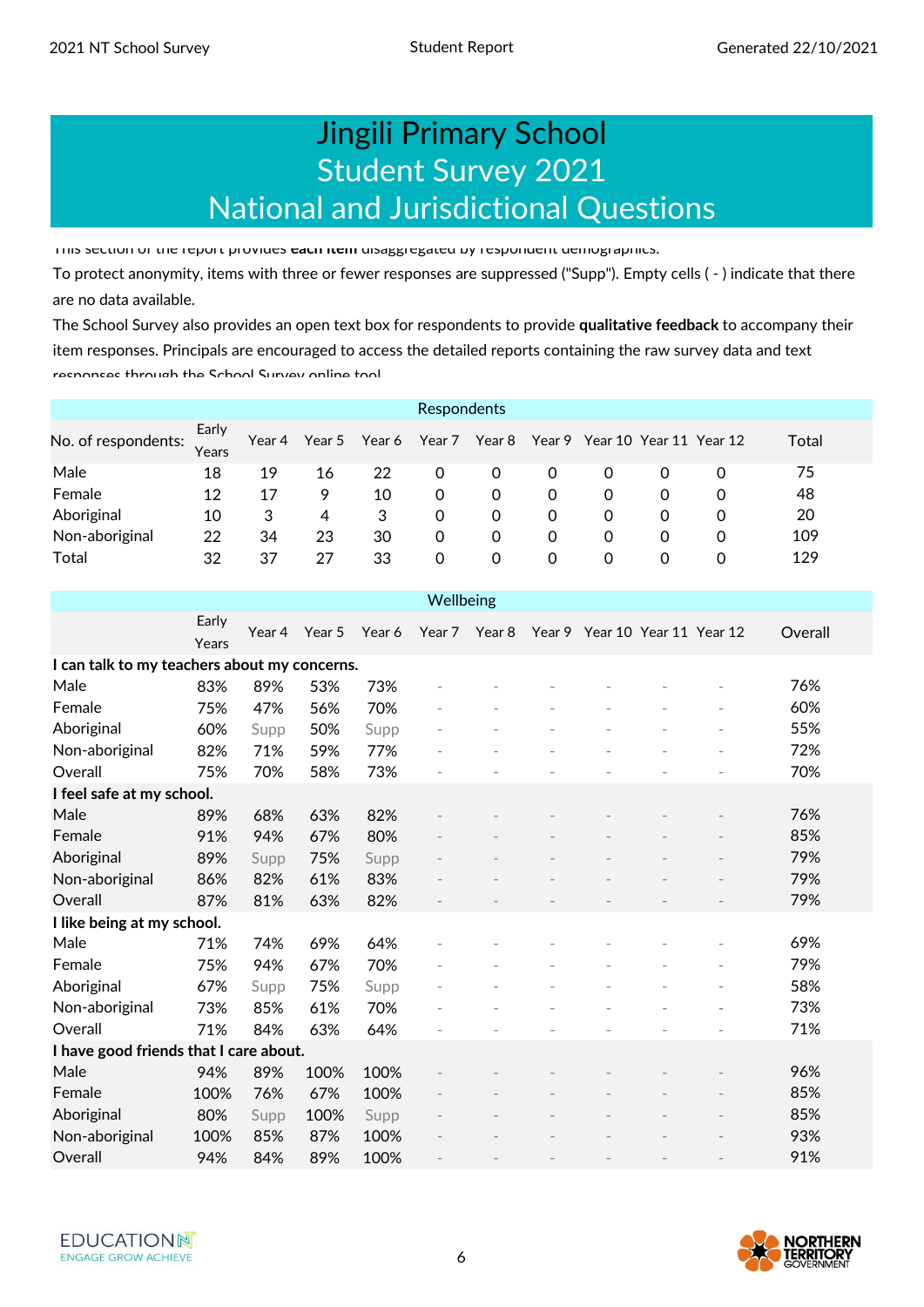# Jingili Primary School
## Student Survey 2021
## National and Jurisdictional Questions

This section of the report provides **each item** disaggregated by respondent demographics.

To protect anonymity, items with three or fewer responses are suppressed ("Supp"). Empty cells ( - ) indicate that there are no data available.

The School Survey also provides an open text box for respondents to provide **qualitative feedback** to accompany their item responses. Principals are encouraged to access the detailed reports containing the raw survey data and text responses through the School Survey online tool.

| Respondents | | | | | | | | | | | |
|---|---|---|---|---|---|---|---|---|---|---|---|
| No. of respondents: | Early Years | Year 4 | Year 5 | Year 6 | Year 7 | Year 8 | Year 9 | Year 10 | Year 11 | Year 12 | Total |
| Male | 18 | 19 | 16 | 22 | 0 | 0 | 0 | 0 | 0 | 0 | 75 |
| Female | 12 | 17 | 9 | 10 | 0 | 0 | 0 | 0 | 0 | 0 | 48 |
| Aboriginal | 10 | 3 | 4 | 3 | 0 | 0 | 0 | 0 | 0 | 0 | 20 |
| Non-aboriginal | 22 | 34 | 23 | 30 | 0 | 0 | 0 | 0 | 0 | 0 | 109 |
| Total | 32 | 37 | 27 | 33 | 0 | 0 | 0 | 0 | 0 | 0 | 129 |

| Wellbeing | | | | | | | | | | | |
|---|---|---|---|---|---|---|---|---|---|---|---|
| | Early Years | Year 4 | Year 5 | Year 6 | Year 7 | Year 8 | Year 9 | Year 10 | Year 11 | Year 12 | Overall |
| **I can talk to my teachers about my concerns.** | | | | | | | | | | | |
| Male | 83% | 89% | 53% | 73% | - | - | - | - | - | - | 76% |
| Female | 75% | 47% | 56% | 70% | - | - | - | - | - | - | 60% |
| Aboriginal | 60% | Supp | 50% | Supp | - | - | - | - | - | - | 55% |
| Non-aboriginal | 82% | 71% | 59% | 77% | - | - | - | - | - | - | 72% |
| Overall | 75% | 70% | 58% | 73% | - | - | - | - | - | - | 70% |
| **I feel safe at my school.** | | | | | | | | | | | |
| Male | 89% | 68% | 63% | 82% | - | - | - | - | - | - | 76% |
| Female | 91% | 94% | 67% | 80% | - | - | - | - | - | - | 85% |
| Aboriginal | 89% | Supp | 75% | Supp | - | - | - | - | - | - | 79% |
| Non-aboriginal | 86% | 82% | 61% | 83% | - | - | - | - | - | - | 79% |
| Overall | 87% | 81% | 63% | 82% | - | - | - | - | - | - | 79% |
| **I like being at my school.** | | | | | | | | | | | |
| Male | 71% | 74% | 69% | 64% | - | - | - | - | - | - | 69% |
| Female | 75% | 94% | 67% | 70% | - | - | - | - | - | - | 79% |
| Aboriginal | 67% | Supp | 75% | Supp | - | - | - | - | - | - | 58% |
| Non-aboriginal | 73% | 85% | 61% | 70% | - | - | - | - | - | - | 73% |
| Overall | 71% | 84% | 63% | 64% | - | - | - | - | - | - | 71% |
| **I have good friends that I care about.** | | | | | | | | | | | |
| Male | 94% | 89% | 100% | 100% | - | - | - | - | - | - | 96% |
| Female | 100% | 76% | 67% | 100% | - | - | - | - | - | - | 85% |
| Aboriginal | 80% | Supp | 100% | Supp | - | - | - | - | - | - | 85% |
| Non-aboriginal | 100% | 85% | 87% | 100% | - | - | - | - | - | - | 93% |
| Overall | 94% | 84% | 89% | 100% | - | - | - | - | - | - | 91% |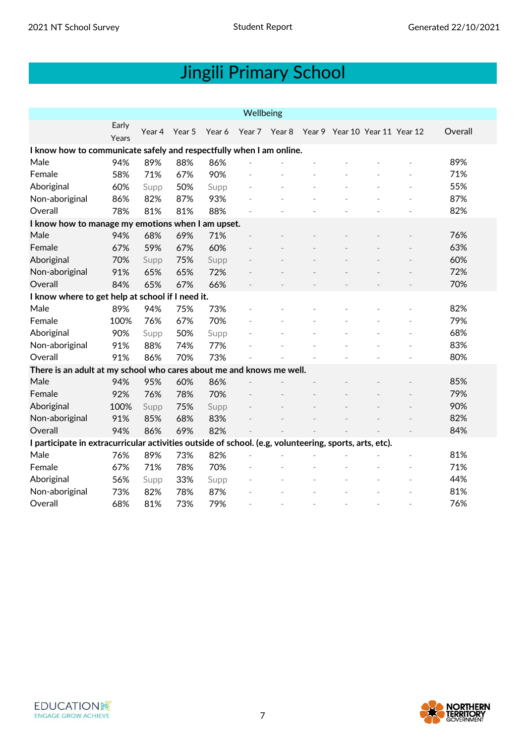# Jingili Primary School

| Wellbeing | | | | | | | | | | | |
|---|---|---|---|---|---|---|---|---|---|---|---|
| | Early Years | Year 4 | Year 5 | Year 6 | Year 7 | Year 8 | Year 9 | Year 10 | Year 11 | Year 12 | Overall |
| **I know how to communicate safely and respectfully when I am online.** | | | | | | | | | | | |
| Male | 94% | 89% | 88% | 86% | - | - | - | - | - | - | 89% |
| Female | 58% | 71% | 67% | 90% | - | - | - | - | - | - | 71% |
| Aboriginal | 60% | Supp | 50% | Supp | - | - | - | - | - | - | 55% |
| Non-aboriginal | 86% | 82% | 87% | 93% | - | - | - | - | - | - | 87% |
| Overall | 78% | 81% | 81% | 88% | - | - | - | - | - | - | 82% |
| **I know how to manage my emotions when I am upset.** | | | | | | | | | | | |
| Male | 94% | 68% | 69% | 71% | - | - | - | - | - | - | 76% |
| Female | 67% | 59% | 67% | 60% | - | - | - | - | - | - | 63% |
| Aboriginal | 70% | Supp | 75% | Supp | - | - | - | - | - | - | 60% |
| Non-aboriginal | 91% | 65% | 65% | 72% | - | - | - | - | - | - | 72% |
| Overall | 84% | 65% | 67% | 66% | - | - | - | - | - | - | 70% |
| **I know where to get help at school if I need it.** | | | | | | | | | | | |
| Male | 89% | 94% | 75% | 73% | - | - | - | - | - | - | 82% |
| Female | 100% | 76% | 67% | 70% | - | - | - | - | - | - | 79% |
| Aboriginal | 90% | Supp | 50% | Supp | - | - | - | - | - | - | 68% |
| Non-aboriginal | 91% | 88% | 74% | 77% | - | - | - | - | - | - | 83% |
| Overall | 91% | 86% | 70% | 73% | - | - | - | - | - | - | 80% |
| **There is an adult at my school who cares about me and knows me well.** | | | | | | | | | | | |
| Male | 94% | 95% | 60% | 86% | - | - | - | - | - | - | 85% |
| Female | 92% | 76% | 78% | 70% | - | - | - | - | - | - | 79% |
| Aboriginal | 100% | Supp | 75% | Supp | - | - | - | - | - | - | 90% |
| Non-aboriginal | 91% | 85% | 68% | 83% | - | - | - | - | - | - | 82% |
| Overall | 94% | 86% | 69% | 82% | - | - | - | - | - | - | 84% |
| **I participate in extracurricular activities outside of school. (e.g, volunteering, sports, arts, etc).** | | | | | | | | | | | |
| Male | 76% | 89% | 73% | 82% | - | - | - | - | - | - | 81% |
| Female | 67% | 71% | 78% | 70% | - | - | - | - | - | - | 71% |
| Aboriginal | 56% | Supp | 33% | Supp | - | - | - | - | - | - | 44% |
| Non-aboriginal | 73% | 82% | 78% | 87% | - | - | - | - | - | - | 81% |
| Overall | 68% | 81% | 73% | 79% | - | - | - | - | - | - | 76% |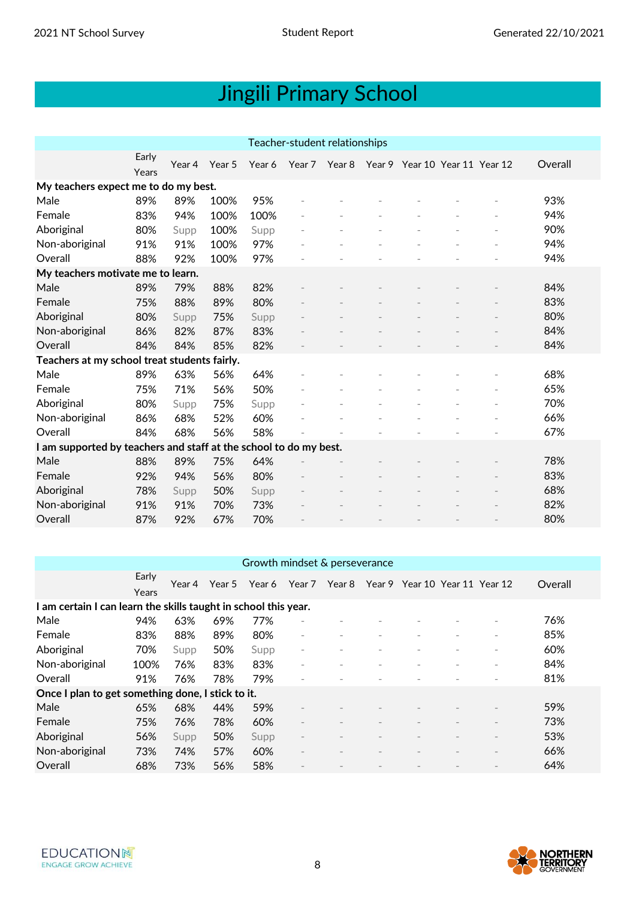# Jingili Primary School

| Teacher-student relationships | | | | | | | | | | | |
|---|---|---|---|---|---|---|---|---|---|---|---|
| | Early Years | Year 4 | Year 5 | Year 6 | Year 7 | Year 8 | Year 9 | Year 10 | Year 11 | Year 12 | Overall |
| **My teachers expect me to do my best.** | | | | | | | | | | | |
| Male | 89% | 89% | 100% | 95% | - | - | - | - | - | - | 93% |
| Female | 83% | 94% | 100% | 100% | - | - | - | - | - | - | 94% |
| Aboriginal | 80% | Supp | 100% | Supp | - | - | - | - | - | - | 90% |
| Non-aboriginal | 91% | 91% | 100% | 97% | - | - | - | - | - | - | 94% |
| Overall | 88% | 92% | 100% | 97% | - | - | - | - | - | - | 94% |
| **My teachers motivate me to learn.** | | | | | | | | | | | |
| Male | 89% | 79% | 88% | 82% | - | - | - | - | - | - | 84% |
| Female | 75% | 88% | 89% | 80% | - | - | - | - | - | - | 83% |
| Aboriginal | 80% | Supp | 75% | Supp | - | - | - | - | - | - | 80% |
| Non-aboriginal | 86% | 82% | 87% | 83% | - | - | - | - | - | - | 84% |
| Overall | 84% | 84% | 85% | 82% | - | - | - | - | - | - | 84% |
| **Teachers at my school treat students fairly.** | | | | | | | | | | | |
| Male | 89% | 63% | 56% | 64% | - | - | - | - | - | - | 68% |
| Female | 75% | 71% | 56% | 50% | - | - | - | - | - | - | 65% |
| Aboriginal | 80% | Supp | 75% | Supp | - | - | - | - | - | - | 70% |
| Non-aboriginal | 86% | 68% | 52% | 60% | - | - | - | - | - | - | 66% |
| Overall | 84% | 68% | 56% | 58% | - | - | - | - | - | - | 67% |
| **I am supported by teachers and staff at the school to do my best.** | | | | | | | | | | | |
| Male | 88% | 89% | 75% | 64% | - | - | - | - | - | - | 78% |
| Female | 92% | 94% | 56% | 80% | - | - | - | - | - | - | 83% |
| Aboriginal | 78% | Supp | 50% | Supp | - | - | - | - | - | - | 68% |
| Non-aboriginal | 91% | 91% | 70% | 73% | - | - | - | - | - | - | 82% |
| Overall | 87% | 92% | 67% | 70% | - | - | - | - | - | - | 80% |

| Growth mindset & perseverance | | | | | | | | | | | |
|---|---|---|---|---|---|---|---|---|---|---|---|
| | Early Years | Year 4 | Year 5 | Year 6 | Year 7 | Year 8 | Year 9 | Year 10 | Year 11 | Year 12 | Overall |
| **I am certain I can learn the skills taught in school this year.** | | | | | | | | | | | |
| Male | 94% | 63% | 69% | 77% | - | - | - | - | - | - | 76% |
| Female | 83% | 88% | 89% | 80% | - | - | - | - | - | - | 85% |
| Aboriginal | 70% | Supp | 50% | Supp | - | - | - | - | - | - | 60% |
| Non-aboriginal | 100% | 76% | 83% | 83% | - | - | - | - | - | - | 84% |
| Overall | 91% | 76% | 78% | 79% | - | - | - | - | - | - | 81% |
| **Once I plan to get something done, I stick to it.** | | | | | | | | | | | |
| Male | 65% | 68% | 44% | 59% | - | - | - | - | - | - | 59% |
| Female | 75% | 76% | 78% | 60% | - | - | - | - | - | - | 73% |
| Aboriginal | 56% | Supp | 50% | Supp | - | - | - | - | - | - | 53% |
| Non-aboriginal | 73% | 74% | 57% | 60% | - | - | - | - | - | - | 66% |
| Overall | 68% | 73% | 56% | 58% | - | - | - | - | - | - | 64% |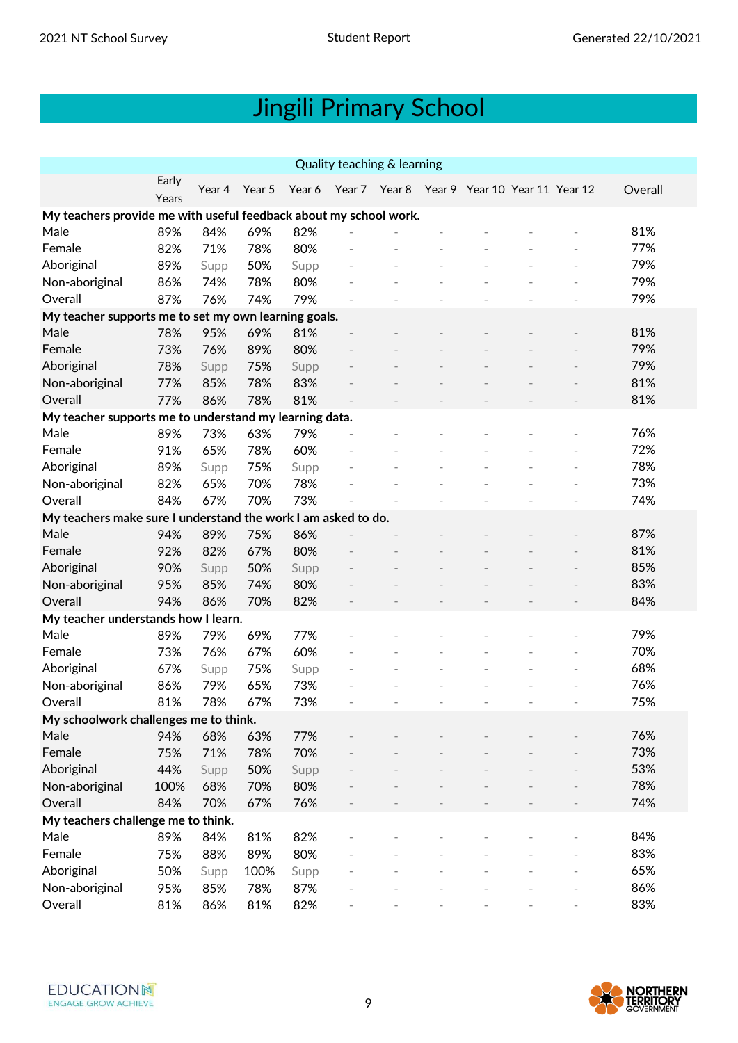# Jingili Primary School

| Quality teaching & learning | | | | | | | | | | | |
|---|---|---|---|---|---|---|---|---|---|---|---|
| | Early Years | Year 4 | Year 5 | Year 6 | Year 7 | Year 8 | Year 9 | Year 10 | Year 11 | Year 12 | Overall |
| **My teachers provide me with useful feedback about my school work.** | | | | | | | | | | | |
| Male | 89% | 84% | 69% | 82% | - | - | - | - | - | - | 81% |
| Female | 82% | 71% | 78% | 80% | - | - | - | - | - | - | 77% |
| Aboriginal | 89% | Supp | 50% | Supp | - | - | - | - | - | - | 79% |
| Non-aboriginal | 86% | 74% | 78% | 80% | - | - | - | - | - | - | 79% |
| Overall | 87% | 76% | 74% | 79% | - | - | - | - | - | - | 79% |
| **My teacher supports me to set my own learning goals.** | | | | | | | | | | | |
| Male | 78% | 95% | 69% | 81% | - | - | - | - | - | - | 81% |
| Female | 73% | 76% | 89% | 80% | - | - | - | - | - | - | 79% |
| Aboriginal | 78% | Supp | 75% | Supp | - | - | - | - | - | - | 79% |
| Non-aboriginal | 77% | 85% | 78% | 83% | - | - | - | - | - | - | 81% |
| Overall | 77% | 86% | 78% | 81% | - | - | - | - | - | - | 81% |
| **My teacher supports me to understand my learning data.** | | | | | | | | | | | |
| Male | 89% | 73% | 63% | 79% | - | - | - | - | - | - | 76% |
| Female | 91% | 65% | 78% | 60% | - | - | - | - | - | - | 72% |
| Aboriginal | 89% | Supp | 75% | Supp | - | - | - | - | - | - | 78% |
| Non-aboriginal | 82% | 65% | 70% | 78% | - | - | - | - | - | - | 73% |
| Overall | 84% | 67% | 70% | 73% | - | - | - | - | - | - | 74% |
| **My teachers make sure I understand the work I am asked to do.** | | | | | | | | | | | |
| Male | 94% | 89% | 75% | 86% | - | - | - | - | - | - | 87% |
| Female | 92% | 82% | 67% | 80% | - | - | - | - | - | - | 81% |
| Aboriginal | 90% | Supp | 50% | Supp | - | - | - | - | - | - | 85% |
| Non-aboriginal | 95% | 85% | 74% | 80% | - | - | - | - | - | - | 83% |
| Overall | 94% | 86% | 70% | 82% | - | - | - | - | - | - | 84% |
| **My teacher understands how I learn.** | | | | | | | | | | | |
| Male | 89% | 79% | 69% | 77% | - | - | - | - | - | - | 79% |
| Female | 73% | 76% | 67% | 60% | - | - | - | - | - | - | 70% |
| Aboriginal | 67% | Supp | 75% | Supp | - | - | - | - | - | - | 68% |
| Non-aboriginal | 86% | 79% | 65% | 73% | - | - | - | - | - | - | 76% |
| Overall | 81% | 78% | 67% | 73% | - | - | - | - | - | - | 75% |
| **My schoolwork challenges me to think.** | | | | | | | | | | | |
| Male | 94% | 68% | 63% | 77% | - | - | - | - | - | - | 76% |
| Female | 75% | 71% | 78% | 70% | - | - | - | - | - | - | 73% |
| Aboriginal | 44% | Supp | 50% | Supp | - | - | - | - | - | - | 53% |
| Non-aboriginal | 100% | 68% | 70% | 80% | - | - | - | - | - | - | 78% |
| Overall | 84% | 70% | 67% | 76% | - | - | - | - | - | - | 74% |
| **My teachers challenge me to think.** | | | | | | | | | | | |
| Male | 89% | 84% | 81% | 82% | - | - | - | - | - | - | 84% |
| Female | 75% | 88% | 89% | 80% | - | - | - | - | - | - | 83% |
| Aboriginal | 50% | Supp | 100% | Supp | - | - | - | - | - | - | 65% |
| Non-aboriginal | 95% | 85% | 78% | 87% | - | - | - | - | - | - | 86% |
| Overall | 81% | 86% | 81% | 82% | - | - | - | - | - | - | 83% |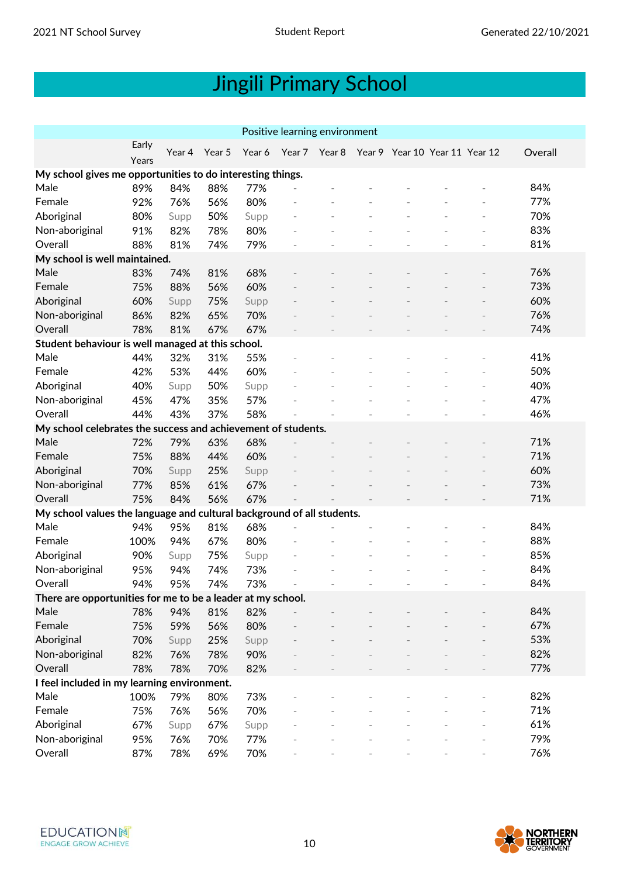# Jingili Primary School

| Positive learning environment | | | | | | | | | | | |
|---|---|---|---|---|---|---|---|---|---|---|---|
| | Early Years | Year 4 | Year 5 | Year 6 | Year 7 | Year 8 | Year 9 | Year 10 | Year 11 | Year 12 | Overall |
| **My school gives me opportunities to do interesting things.** | | | | | | | | | | | |
| Male | 89% | 84% | 88% | 77% | - | - | - | - | - | - | 84% |
| Female | 92% | 76% | 56% | 80% | - | - | - | - | - | - | 77% |
| Aboriginal | 80% | Supp | 50% | Supp | - | - | - | - | - | - | 70% |
| Non-aboriginal | 91% | 82% | 78% | 80% | - | - | - | - | - | - | 83% |
| Overall | 88% | 81% | 74% | 79% | - | - | - | - | - | - | 81% |
| **My school is well maintained.** | | | | | | | | | | | |
| Male | 83% | 74% | 81% | 68% | - | - | - | - | - | - | 76% |
| Female | 75% | 88% | 56% | 60% | - | - | - | - | - | - | 73% |
| Aboriginal | 60% | Supp | 75% | Supp | - | - | - | - | - | - | 60% |
| Non-aboriginal | 86% | 82% | 65% | 70% | - | - | - | - | - | - | 76% |
| Overall | 78% | 81% | 67% | 67% | - | - | - | - | - | - | 74% |
| **Student behaviour is well managed at this school.** | | | | | | | | | | | |
| Male | 44% | 32% | 31% | 55% | - | - | - | - | - | - | 41% |
| Female | 42% | 53% | 44% | 60% | - | - | - | - | - | - | 50% |
| Aboriginal | 40% | Supp | 50% | Supp | - | - | - | - | - | - | 40% |
| Non-aboriginal | 45% | 47% | 35% | 57% | - | - | - | - | - | - | 47% |
| Overall | 44% | 43% | 37% | 58% | - | - | - | - | - | - | 46% |
| **My school celebrates the success and achievement of students.** | | | | | | | | | | | |
| Male | 72% | 79% | 63% | 68% | - | - | - | - | - | - | 71% |
| Female | 75% | 88% | 44% | 60% | - | - | - | - | - | - | 71% |
| Aboriginal | 70% | Supp | 25% | Supp | - | - | - | - | - | - | 60% |
| Non-aboriginal | 77% | 85% | 61% | 67% | - | - | - | - | - | - | 73% |
| Overall | 75% | 84% | 56% | 67% | - | - | - | - | - | - | 71% |
| **My school values the language and cultural background of all students.** | | | | | | | | | | | |
| Male | 94% | 95% | 81% | 68% | - | - | - | - | - | - | 84% |
| Female | 100% | 94% | 67% | 80% | - | - | - | - | - | - | 88% |
| Aboriginal | 90% | Supp | 75% | Supp | - | - | - | - | - | - | 85% |
| Non-aboriginal | 95% | 94% | 74% | 73% | - | - | - | - | - | - | 84% |
| Overall | 94% | 95% | 74% | 73% | - | - | - | - | - | - | 84% |
| **There are opportunities for me to be a leader at my school.** | | | | | | | | | | | |
| Male | 78% | 94% | 81% | 82% | - | - | - | - | - | - | 84% |
| Female | 75% | 59% | 56% | 80% | - | - | - | - | - | - | 67% |
| Aboriginal | 70% | Supp | 25% | Supp | - | - | - | - | - | - | 53% |
| Non-aboriginal | 82% | 76% | 78% | 90% | - | - | - | - | - | - | 82% |
| Overall | 78% | 78% | 70% | 82% | - | - | - | - | - | - | 77% |
| **I feel included in my learning environment.** | | | | | | | | | | | |
| Male | 100% | 79% | 80% | 73% | - | - | - | - | - | - | 82% |
| Female | 75% | 76% | 56% | 70% | - | - | - | - | - | - | 71% |
| Aboriginal | 67% | Supp | 67% | Supp | - | - | - | - | - | - | 61% |
| Non-aboriginal | 95% | 76% | 70% | 77% | - | - | - | - | - | - | 79% |
| Overall | 87% | 78% | 69% | 70% | - | - | - | - | - | - | 76% |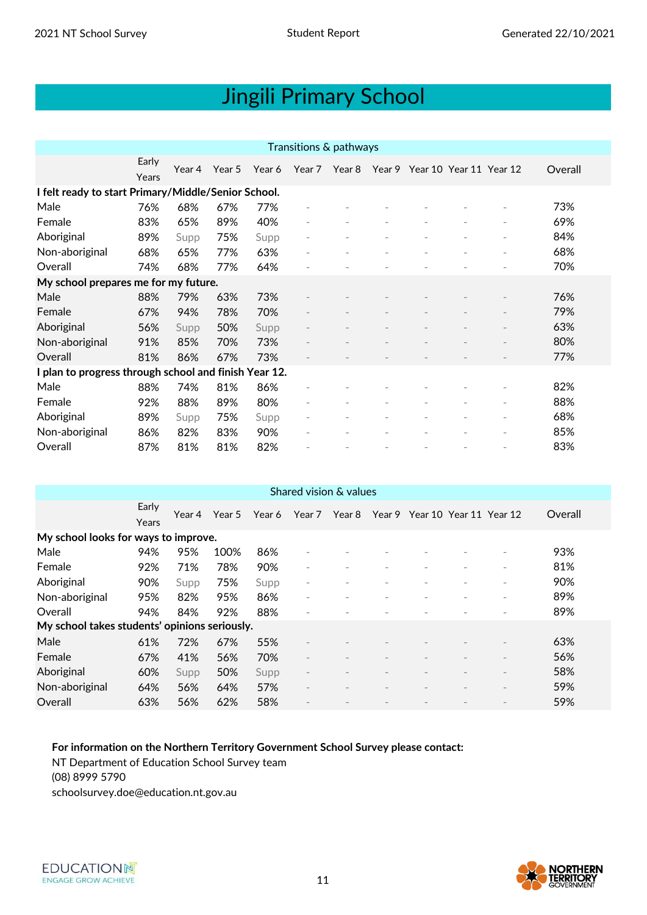# Jingili Primary School

| Transitions & pathways | | | | | | | | | | | |
|---|---|---|---|---|---|---|---|---|---|---|---|
| | Early Years | Year 4 | Year 5 | Year 6 | Year 7 | Year 8 | Year 9 | Year 10 | Year 11 | Year 12 | Overall |
| **I felt ready to start Primary/Middle/Senior School.** | | | | | | | | | | | |
| Male | 76% | 68% | 67% | 77% | - | - | - | - | - | - | 73% |
| Female | 83% | 65% | 89% | 40% | - | - | - | - | - | - | 69% |
| Aboriginal | 89% | Supp | 75% | Supp | - | - | - | - | - | - | 84% |
| Non-aboriginal | 68% | 65% | 77% | 63% | - | - | - | - | - | - | 68% |
| Overall | 74% | 68% | 77% | 64% | - | - | - | - | - | - | 70% |
| **My school prepares me for my future.** | | | | | | | | | | | |
| Male | 88% | 79% | 63% | 73% | - | - | - | - | - | - | 76% |
| Female | 67% | 94% | 78% | 70% | - | - | - | - | - | - | 79% |
| Aboriginal | 56% | Supp | 50% | Supp | - | - | - | - | - | - | 63% |
| Non-aboriginal | 91% | 85% | 70% | 73% | - | - | - | - | - | - | 80% |
| Overall | 81% | 86% | 67% | 73% | - | - | - | - | - | - | 77% |
| **I plan to progress through school and finish Year 12.** | | | | | | | | | | | |
| Male | 88% | 74% | 81% | 86% | - | - | - | - | - | - | 82% |
| Female | 92% | 88% | 89% | 80% | - | - | - | - | - | - | 88% |
| Aboriginal | 89% | Supp | 75% | Supp | - | - | - | - | - | - | 68% |
| Non-aboriginal | 86% | 82% | 83% | 90% | - | - | - | - | - | - | 85% |
| Overall | 87% | 81% | 81% | 82% | - | - | - | - | - | - | 83% |

| Shared vision & values | | | | | | | | | | | |
|---|---|---|---|---|---|---|---|---|---|---|---|
| | Early Years | Year 4 | Year 5 | Year 6 | Year 7 | Year 8 | Year 9 | Year 10 | Year 11 | Year 12 | Overall |
| **My school looks for ways to improve.** | | | | | | | | | | | |
| Male | 94% | 95% | 100% | 86% | - | - | - | - | - | - | 93% |
| Female | 92% | 71% | 78% | 90% | - | - | - | - | - | - | 81% |
| Aboriginal | 90% | Supp | 75% | Supp | - | - | - | - | - | - | 90% |
| Non-aboriginal | 95% | 82% | 95% | 86% | - | - | - | - | - | - | 89% |
| Overall | 94% | 84% | 92% | 88% | - | - | - | - | - | - | 89% |
| **My school takes students' opinions seriously.** | | | | | | | | | | | |
| Male | 61% | 72% | 67% | 55% | - | - | - | - | - | - | 63% |
| Female | 67% | 41% | 56% | 70% | - | - | - | - | - | - | 56% |
| Aboriginal | 60% | Supp | 50% | Supp | - | - | - | - | - | - | 58% |
| Non-aboriginal | 64% | 56% | 64% | 57% | - | - | - | - | - | - | 59% |
| Overall | 63% | 56% | 62% | 58% | - | - | - | - | - | - | 59% |

**For information on the Northern Territory Government School Survey please contact:**
NT Department of Education School Survey team
(08) 8999 5790
schoolsurvey.doe@education.nt.gov.au